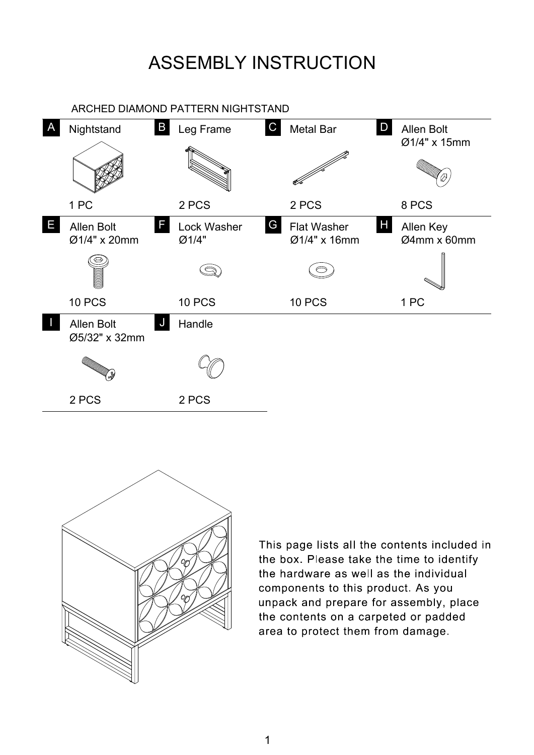# ASSEMBLY INSTRUCTION

ARCHED DIAMOND PATTERN NIGHTSTAND

| | Part | Size | Quantity |
|---|---|---|---|
| A | Nightstand | | 1 PC |
| B | Leg Frame | | 2 PCS |
| C | Metal Bar | | 2 PCS |
| D | Allen Bolt | Ø1/4" x 15mm | 8 PCS |
| E | Allen Bolt | Ø1/4" x 20mm | 10 PCS |
| F | Lock Washer | Ø1/4" | 10 PCS |
| G | Flat Washer | Ø1/4" x 16mm | 10 PCS |
| H | Allen Key | Ø4mm x 60mm | 1 PC |
| I | Allen Bolt | Ø5/32" x 32mm | 2 PCS |
| J | Handle | | 2 PCS |

This page lists all the contents included in the box. Please take the time to identify the hardware as well as the individual components to this product. As you unpack and prepare for assembly, place the contents on a carpeted or padded area to protect them from damage.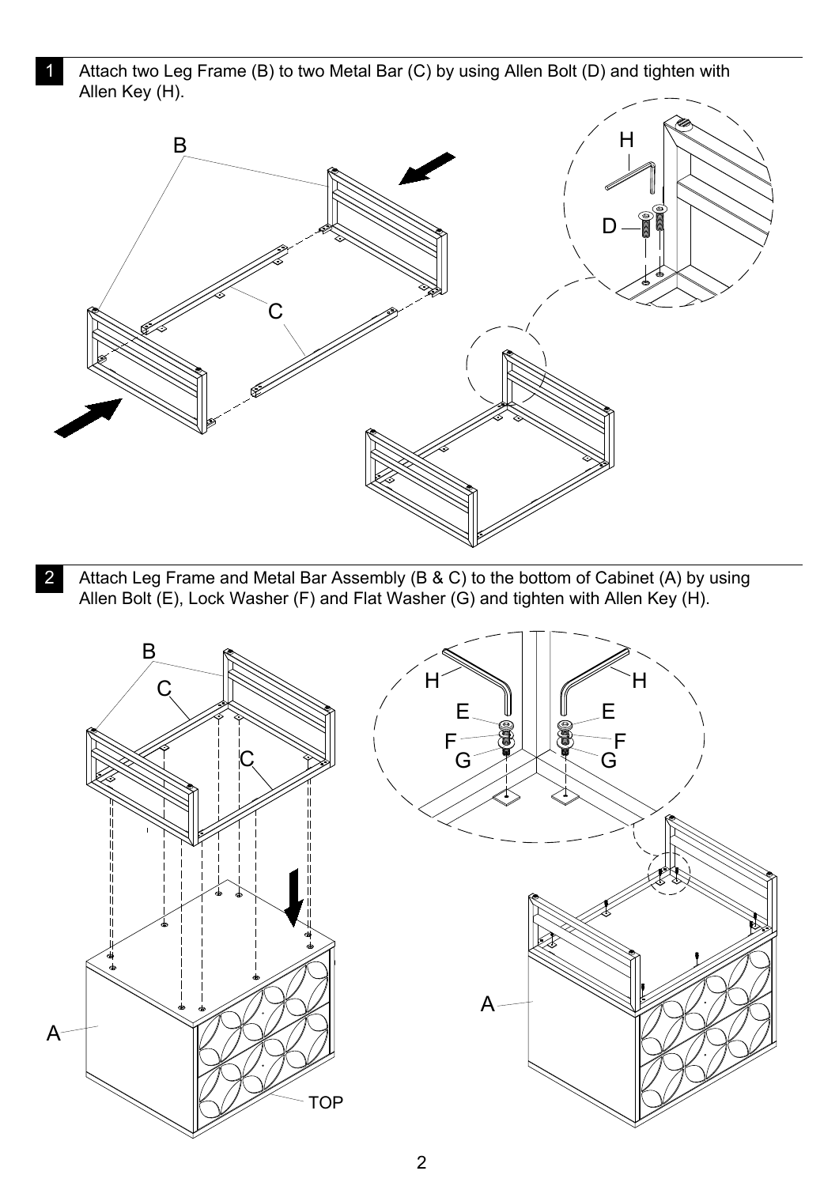**1** Attach two Leg Frame (B) to two Metal Bar (C) by using Allen Bolt (D) and tighten with Allen Key (H).

**2** Attach Leg Frame and Metal Bar Assembly (B & C) to the bottom of Cabinet (A) by using Allen Bolt (E), Lock Washer (F) and Flat Washer (G) and tighten with Allen Key (H).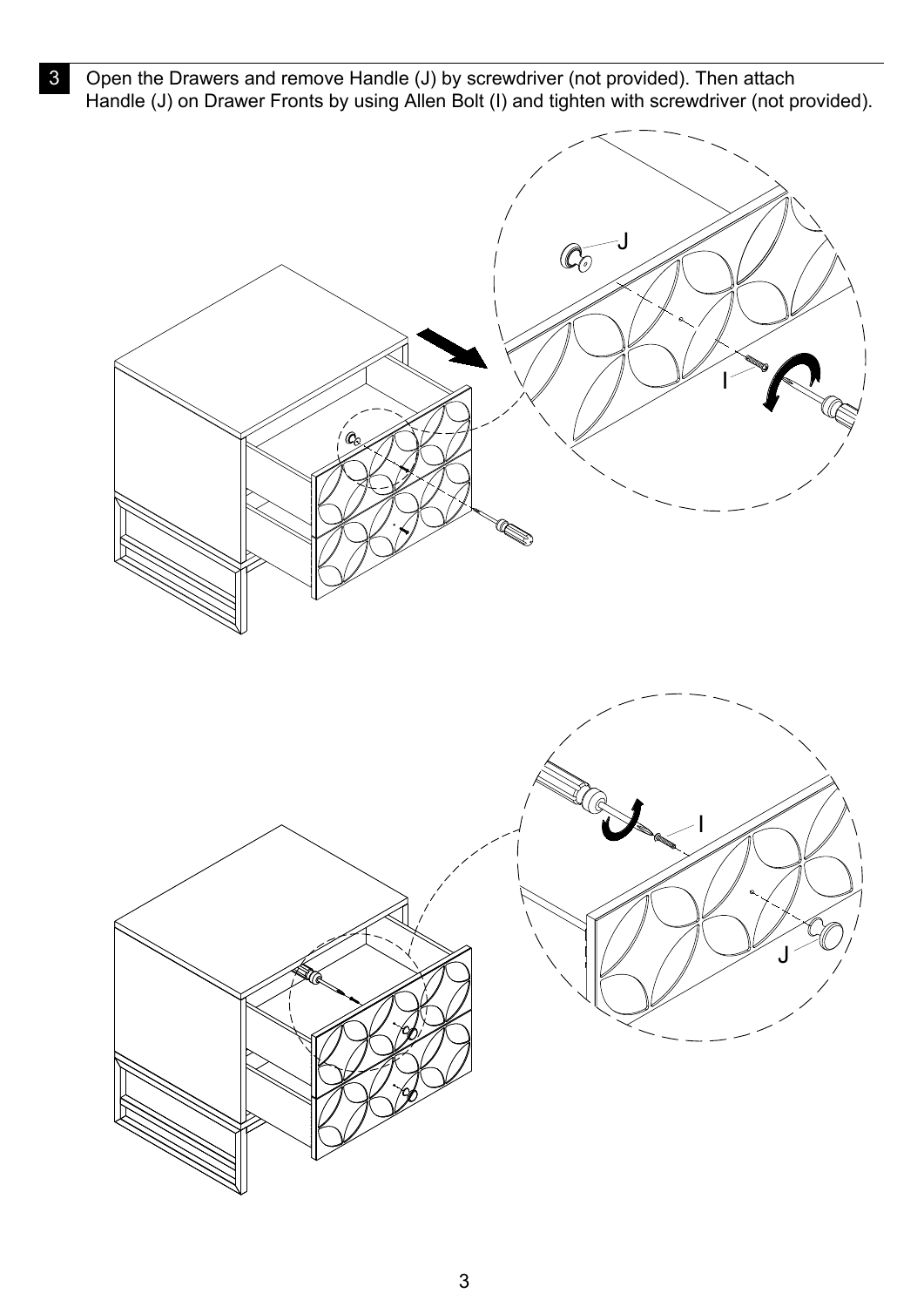**3** Open the Drawers and remove Handle (J) by screwdriver (not provided). Then attach Handle (J) on Drawer Fronts by using Allen Bolt (I) and tighten with screwdriver (not provided).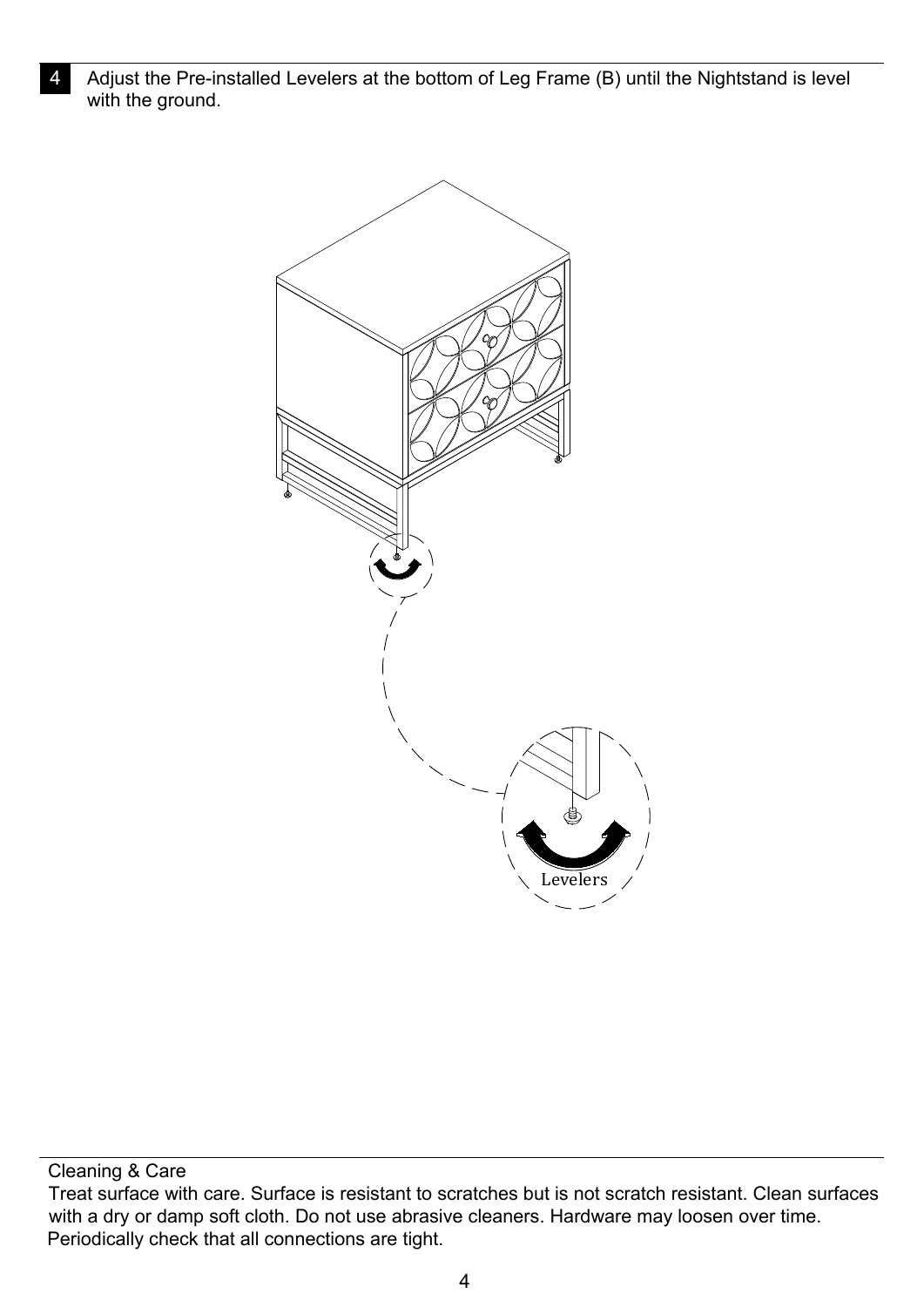4 Adjust the Pre-installed Levelers at the bottom of Leg Frame (B) until the Nightstand is level with the ground.

Levelers

Cleaning & Care

Treat surface with care. Surface is resistant to scratches but is not scratch resistant. Clean surfaces with a dry or damp soft cloth. Do not use abrasive cleaners. Hardware may loosen over time. Periodically check that all connections are tight.